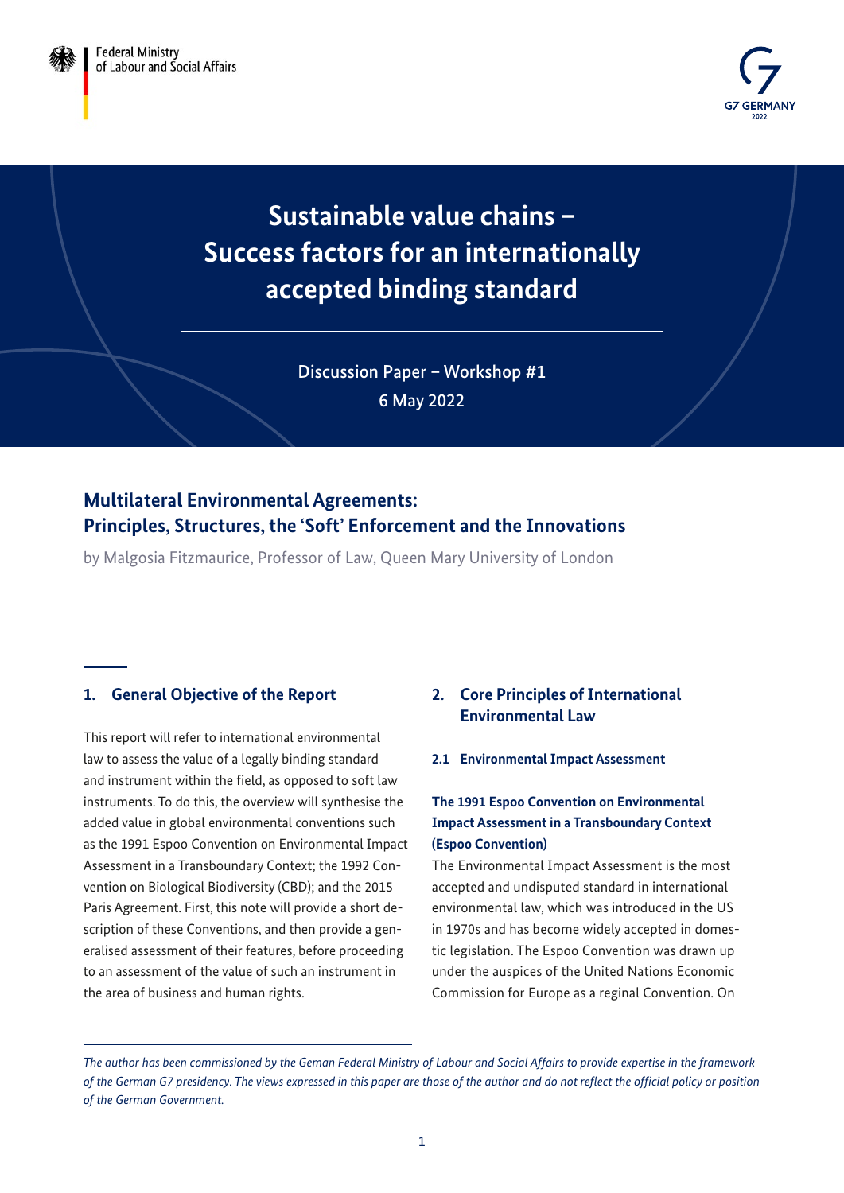Federal Ministry of Labour and Social Affairs

G7 GERMANY 2022

# Sustainable value chains – Success factors for an internationally accepted binding standard

Discussion Paper – Workshop #1
6 May 2022

## Multilateral Environmental Agreements: Principles, Structures, the 'Soft' Enforcement and the Innovations

by Malgosia Fitzmaurice, Professor of Law, Queen Mary University of London

### 1. General Objective of the Report

This report will refer to international environmental law to assess the value of a legally binding standard and instrument within the field, as opposed to soft law instruments. To do this, the overview will synthesise the added value in global environmental conventions such as the 1991 Espoo Convention on Environmental Impact Assessment in a Transboundary Context; the 1992 Convention on Biological Biodiversity (CBD); and the 2015 Paris Agreement. First, this note will provide a short description of these Conventions, and then provide a generalised assessment of their features, before proceeding to an assessment of the value of such an instrument in the area of business and human rights.

### 2. Core Principles of International Environmental Law

#### 2.1 Environmental Impact Assessment

**The 1991 Espoo Convention on Environmental Impact Assessment in a Transboundary Context (Espoo Convention)**

The Environmental Impact Assessment is the most accepted and undisputed standard in international environmental law, which was introduced in the US in 1970s and has become widely accepted in domestic legislation. The Espoo Convention was drawn up under the auspices of the United Nations Economic Commission for Europe as a reginal Convention. On

*The author has been commissioned by the Geman Federal Ministry of Labour and Social Affairs to provide expertise in the framework of the German G7 presidency. The views expressed in this paper are those of the author and do not reflect the official policy or position of the German Government.*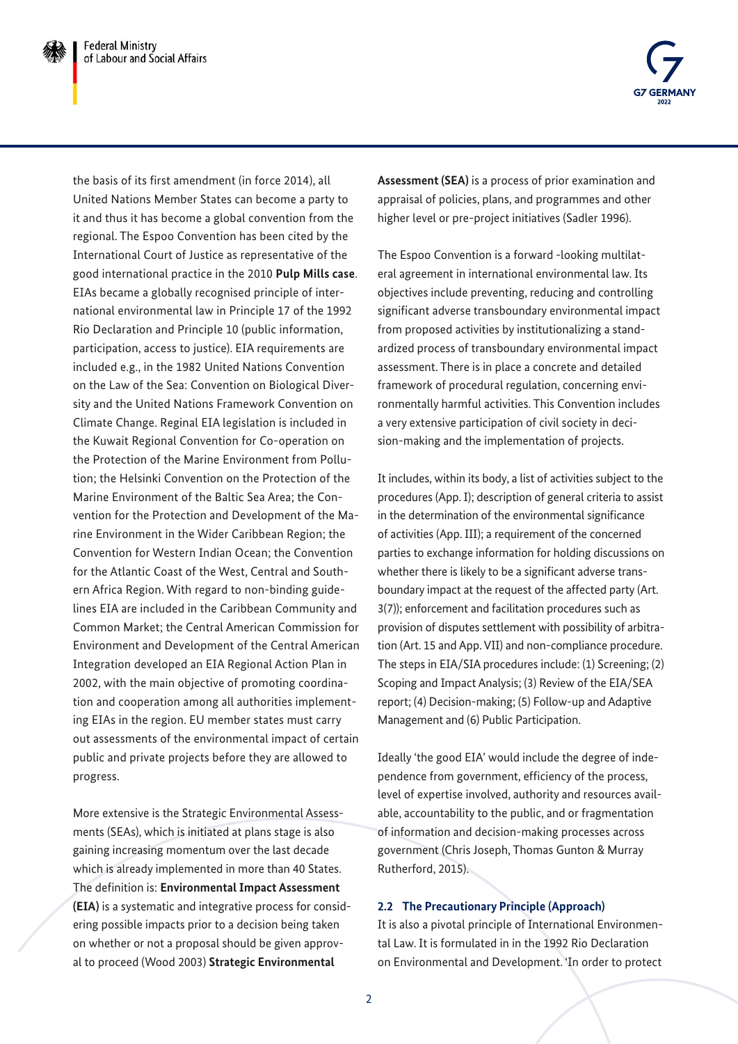the basis of its first amendment (in force 2014), all United Nations Member States can become a party to it and thus it has become a global convention from the regional. The Espoo Convention has been cited by the International Court of Justice as representative of the good international practice in the 2010 **Pulp Mills case**. EIAs became a globally recognised principle of international environmental law in Principle 17 of the 1992 Rio Declaration and Principle 10 (public information, participation, access to justice). EIA requirements are included e.g., in the 1982 United Nations Convention on the Law of the Sea: Convention on Biological Diversity and the United Nations Framework Convention on Climate Change. Reginal EIA legislation is included in the Kuwait Regional Convention for Co-operation on the Protection of the Marine Environment from Pollution; the Helsinki Convention on the Protection of the Marine Environment of the Baltic Sea Area; the Convention for the Protection and Development of the Marine Environment in the Wider Caribbean Region; the Convention for Western Indian Ocean; the Convention for the Atlantic Coast of the West, Central and Southern Africa Region. With regard to non-binding guidelines EIA are included in the Caribbean Community and Common Market; the Central American Commission for Environment and Development of the Central American Integration developed an EIA Regional Action Plan in 2002, with the main objective of promoting coordination and cooperation among all authorities implementing EIAs in the region. EU member states must carry out assessments of the environmental impact of certain public and private projects before they are allowed to progress.

More extensive is the Strategic Environmental Assessments (SEAs), which is initiated at plans stage is also gaining increasing momentum over the last decade which is already implemented in more than 40 States. The definition is: **Environmental Impact Assessment (EIA)** is a systematic and integrative process for considering possible impacts prior to a decision being taken on whether or not a proposal should be given approval to proceed (Wood 2003) **Strategic Environmental Assessment (SEA)** is a process of prior examination and appraisal of policies, plans, and programmes and other higher level or pre-project initiatives (Sadler 1996).

The Espoo Convention is a forward -looking multilateral agreement in international environmental law. Its objectives include preventing, reducing and controlling significant adverse transboundary environmental impact from proposed activities by institutionalizing a standardized process of transboundary environmental impact assessment. There is in place a concrete and detailed framework of procedural regulation, concerning environmentally harmful activities. This Convention includes a very extensive participation of civil society in decision-making and the implementation of projects.

It includes, within its body, a list of activities subject to the procedures (App. I); description of general criteria to assist in the determination of the environmental significance of activities (App. III); a requirement of the concerned parties to exchange information for holding discussions on whether there is likely to be a significant adverse transboundary impact at the request of the affected party (Art. 3(7)); enforcement and facilitation procedures such as provision of disputes settlement with possibility of arbitration (Art. 15 and App. VII) and non-compliance procedure. The steps in EIA/SIA procedures include: (1) Screening; (2) Scoping and Impact Analysis; (3) Review of the EIA/SEA report; (4) Decision-making; (5) Follow-up and Adaptive Management and (6) Public Participation.

Ideally 'the good EIA' would include the degree of independence from government, efficiency of the process, level of expertise involved, authority and resources available, accountability to the public, and or fragmentation of information and decision-making processes across government (Chris Joseph, Thomas Gunton & Murray Rutherford, 2015).

### 2.2 The Precautionary Principle (Approach)

It is also a pivotal principle of International Environmental Law. It is formulated in in the 1992 Rio Declaration on Environmental and Development. 'In order to protect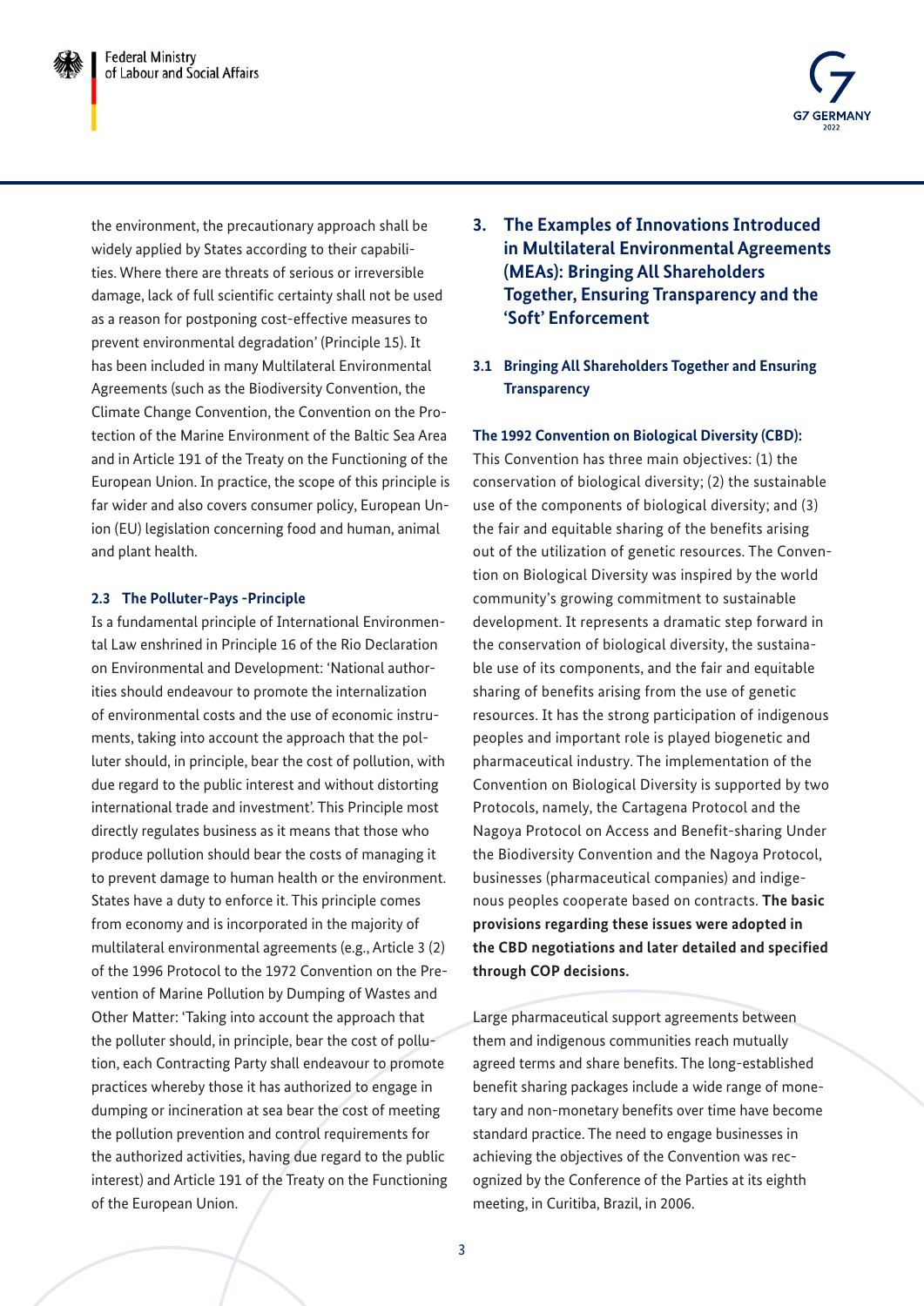the environment, the precautionary approach shall be widely applied by States according to their capabilities. Where there are threats of serious or irreversible damage, lack of full scientific certainty shall not be used as a reason for postponing cost-effective measures to prevent environmental degradation' (Principle 15). It has been included in many Multilateral Environmental Agreements (such as the Biodiversity Convention, the Climate Change Convention, the Convention on the Protection of the Marine Environment of the Baltic Sea Area and in Article 191 of the Treaty on the Functioning of the European Union. In practice, the scope of this principle is far wider and also covers consumer policy, European Union (EU) legislation concerning food and human, animal and plant health.

### 2.3 The Polluter-Pays -Principle

Is a fundamental principle of International Environmental Law enshrined in Principle 16 of the Rio Declaration on Environmental and Development: 'National authorities should endeavour to promote the internalization of environmental costs and the use of economic instruments, taking into account the approach that the polluter should, in principle, bear the cost of pollution, with due regard to the public interest and without distorting international trade and investment'. This Principle most directly regulates business as it means that those who produce pollution should bear the costs of managing it to prevent damage to human health or the environment. States have a duty to enforce it. This principle comes from economy and is incorporated in the majority of multilateral environmental agreements (e.g., Article 3 (2) of the 1996 Protocol to the 1972 Convention on the Prevention of Marine Pollution by Dumping of Wastes and Other Matter: 'Taking into account the approach that the polluter should, in principle, bear the cost of pollution, each Contracting Party shall endeavour to promote practices whereby those it has authorized to engage in dumping or incineration at sea bear the cost of meeting the pollution prevention and control requirements for the authorized activities, having due regard to the public interest) and Article 191 of the Treaty on the Functioning of the European Union.

## 3. The Examples of Innovations Introduced in Multilateral Environmental Agreements (MEAs): Bringing All Shareholders Together, Ensuring Transparency and the 'Soft' Enforcement

### 3.1 Bringing All Shareholders Together and Ensuring Transparency

**The 1992 Convention on Biological Diversity (CBD):** This Convention has three main objectives: (1) the conservation of biological diversity; (2) the sustainable use of the components of biological diversity; and (3) the fair and equitable sharing of the benefits arising out of the utilization of genetic resources. The Convention on Biological Diversity was inspired by the world community's growing commitment to sustainable development. It represents a dramatic step forward in the conservation of biological diversity, the sustainable use of its components, and the fair and equitable sharing of benefits arising from the use of genetic resources. It has the strong participation of indigenous peoples and important role is played biogenetic and pharmaceutical industry. The implementation of the Convention on Biological Diversity is supported by two Protocols, namely, the Cartagena Protocol and the Nagoya Protocol on Access and Benefit-sharing Under the Biodiversity Convention and the Nagoya Protocol, businesses (pharmaceutical companies) and indigenous peoples cooperate based on contracts. **The basic provisions regarding these issues were adopted in the CBD negotiations and later detailed and specified through COP decisions.**

Large pharmaceutical support agreements between them and indigenous communities reach mutually agreed terms and share benefits. The long-established benefit sharing packages include a wide range of monetary and non-monetary benefits over time have become standard practice. The need to engage businesses in achieving the objectives of the Convention was recognized by the Conference of the Parties at its eighth meeting, in Curitiba, Brazil, in 2006.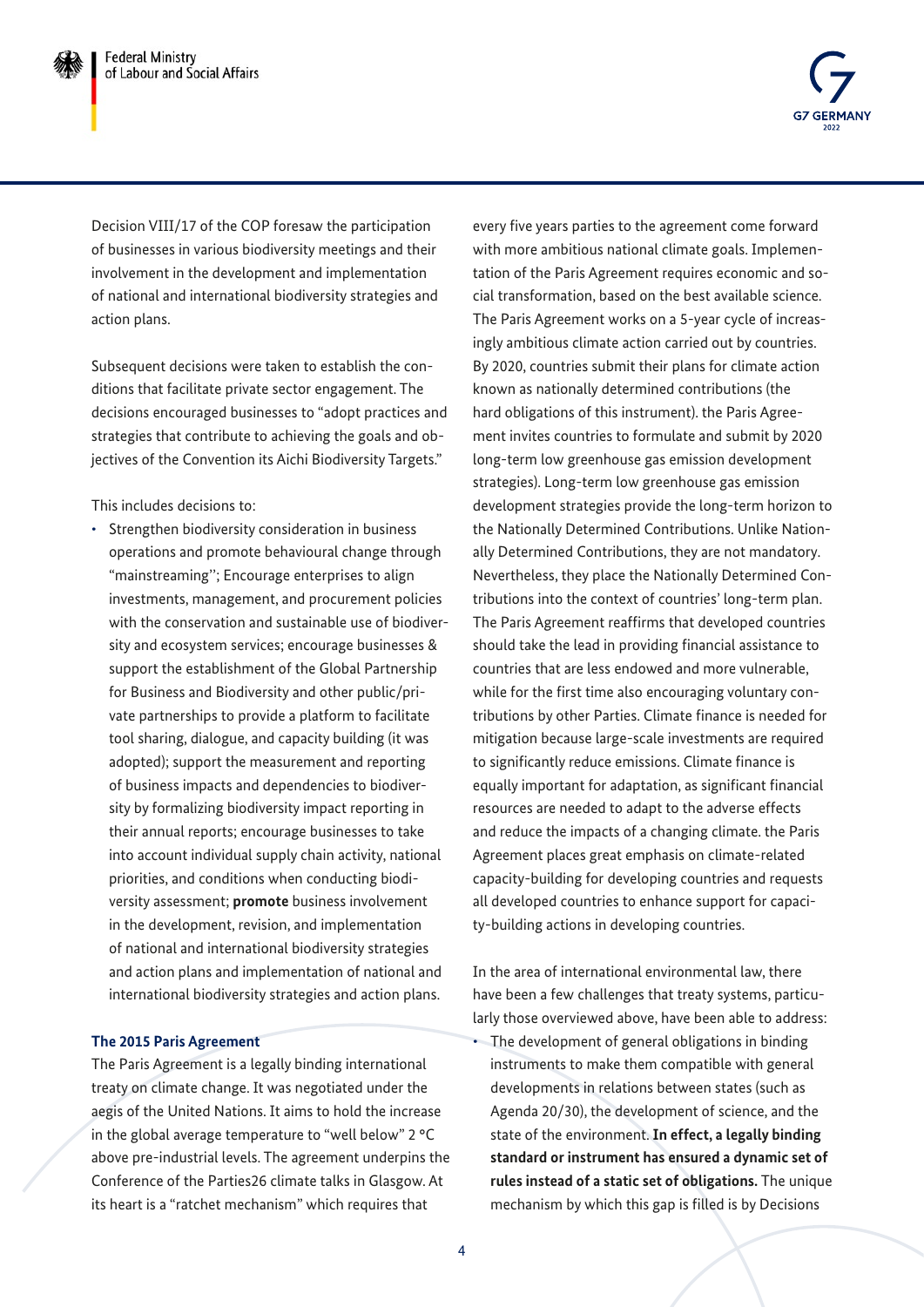Decision VIII/17 of the COP foresaw the participation of businesses in various biodiversity meetings and their involvement in the development and implementation of national and international biodiversity strategies and action plans.

Subsequent decisions were taken to establish the conditions that facilitate private sector engagement. The decisions encouraged businesses to "adopt practices and strategies that contribute to achieving the goals and objectives of the Convention its Aichi Biodiversity Targets."

This includes decisions to:

- Strengthen biodiversity consideration in business operations and promote behavioural change through "mainstreaming''; Encourage enterprises to align investments, management, and procurement policies with the conservation and sustainable use of biodiversity and ecosystem services; encourage businesses & support the establishment of the Global Partnership for Business and Biodiversity and other public/private partnerships to provide a platform to facilitate tool sharing, dialogue, and capacity building (it was adopted); support the measurement and reporting of business impacts and dependencies to biodiversity by formalizing biodiversity impact reporting in their annual reports; encourage businesses to take into account individual supply chain activity, national priorities, and conditions when conducting biodiversity assessment; **promote** business involvement in the development, revision, and implementation of national and international biodiversity strategies and action plans and implementation of national and international biodiversity strategies and action plans.

**The 2015 Paris Agreement**

The Paris Agreement is a legally binding international treaty on climate change. It was negotiated under the aegis of the United Nations. It aims to hold the increase in the global average temperature to "well below" 2 °C above pre-industrial levels. The agreement underpins the Conference of the Parties26 climate talks in Glasgow. At its heart is a "ratchet mechanism" which requires that every five years parties to the agreement come forward with more ambitious national climate goals. Implementation of the Paris Agreement requires economic and social transformation, based on the best available science. The Paris Agreement works on a 5-year cycle of increasingly ambitious climate action carried out by countries. By 2020, countries submit their plans for climate action known as nationally determined contributions (the hard obligations of this instrument). the Paris Agreement invites countries to formulate and submit by 2020 long-term low greenhouse gas emission development strategies). Long-term low greenhouse gas emission development strategies provide the long-term horizon to the Nationally Determined Contributions. Unlike Nationally Determined Contributions, they are not mandatory. Nevertheless, they place the Nationally Determined Contributions into the context of countries' long-term plan. The Paris Agreement reaffirms that developed countries should take the lead in providing financial assistance to countries that are less endowed and more vulnerable, while for the first time also encouraging voluntary contributions by other Parties. Climate finance is needed for mitigation because large-scale investments are required to significantly reduce emissions. Climate finance is equally important for adaptation, as significant financial resources are needed to adapt to the adverse effects and reduce the impacts of a changing climate. the Paris Agreement places great emphasis on climate-related capacity-building for developing countries and requests all developed countries to enhance support for capacity-building actions in developing countries.

In the area of international environmental law, there have been a few challenges that treaty systems, particularly those overviewed above, have been able to address:

- The development of general obligations in binding instruments to make them compatible with general developments in relations between states (such as Agenda 20/30), the development of science, and the state of the environment. **In effect, a legally binding standard or instrument has ensured a dynamic set of rules instead of a static set of obligations.** The unique mechanism by which this gap is filled is by Decisions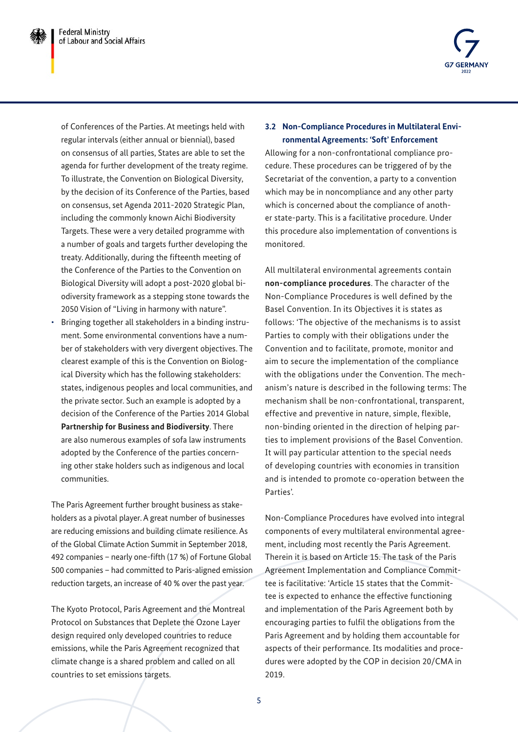of Conferences of the Parties. At meetings held with regular intervals (either annual or biennial), based on consensus of all parties, States are able to set the agenda for further development of the treaty regime. To illustrate, the Convention on Biological Diversity, by the decision of its Conference of the Parties, based on consensus, set Agenda 2011-2020 Strategic Plan, including the commonly known Aichi Biodiversity Targets. These were a very detailed programme with a number of goals and targets further developing the treaty. Additionally, during the fifteenth meeting of the Conference of the Parties to the Convention on Biological Diversity will adopt a post-2020 global biodiversity framework as a stepping stone towards the 2050 Vision of "Living in harmony with nature".

- Bringing together all stakeholders in a binding instrument. Some environmental conventions have a number of stakeholders with very divergent objectives. The clearest example of this is the Convention on Biological Diversity which has the following stakeholders: states, indigenous peoples and local communities, and the private sector. Such an example is adopted by a decision of the Conference of the Parties 2014 Global **Partnership for Business and Biodiversity**. There are also numerous examples of sofa law instruments adopted by the Conference of the parties concerning other stake holders such as indigenous and local communities.

The Paris Agreement further brought business as stakeholders as a pivotal player. A great number of businesses are reducing emissions and building climate resilience. As of the Global Climate Action Summit in September 2018, 492 companies – nearly one-fifth (17 %) of Fortune Global 500 companies – had committed to Paris-aligned emission reduction targets, an increase of 40 % over the past year.

The Kyoto Protocol, Paris Agreement and the Montreal Protocol on Substances that Deplete the Ozone Layer design required only developed countries to reduce emissions, while the Paris Agreement recognized that climate change is a shared problem and called on all countries to set emissions targets.

### 3.2 Non-Compliance Procedures in Multilateral Environmental Agreements: 'Soft' Enforcement

Allowing for a non-confrontational compliance procedure. These procedures can be triggered of by the Secretariat of the convention, a party to a convention which may be in noncompliance and any other party which is concerned about the compliance of another state-party. This is a facilitative procedure. Under this procedure also implementation of conventions is monitored.

All multilateral environmental agreements contain **non-compliance procedures**. The character of the Non-Compliance Procedures is well defined by the Basel Convention. In its Objectives it is states as follows: 'The objective of the mechanisms is to assist Parties to comply with their obligations under the Convention and to facilitate, promote, monitor and aim to secure the implementation of the compliance with the obligations under the Convention. The mechanism's nature is described in the following terms: The mechanism shall be non-confrontational, transparent, effective and preventive in nature, simple, flexible, non-binding oriented in the direction of helping parties to implement provisions of the Basel Convention. It will pay particular attention to the special needs of developing countries with economies in transition and is intended to promote co-operation between the Parties'.

Non-Compliance Procedures have evolved into integral components of every multilateral environmental agreement, including most recently the Paris Agreement. Therein it is based on Article 15. The task of the Paris Agreement Implementation and Compliance Committee is facilitative: 'Article 15 states that the Committee is expected to enhance the effective functioning and implementation of the Paris Agreement both by encouraging parties to fulfil the obligations from the Paris Agreement and by holding them accountable for aspects of their performance. Its modalities and procedures were adopted by the COP in decision 20/CMA in 2019.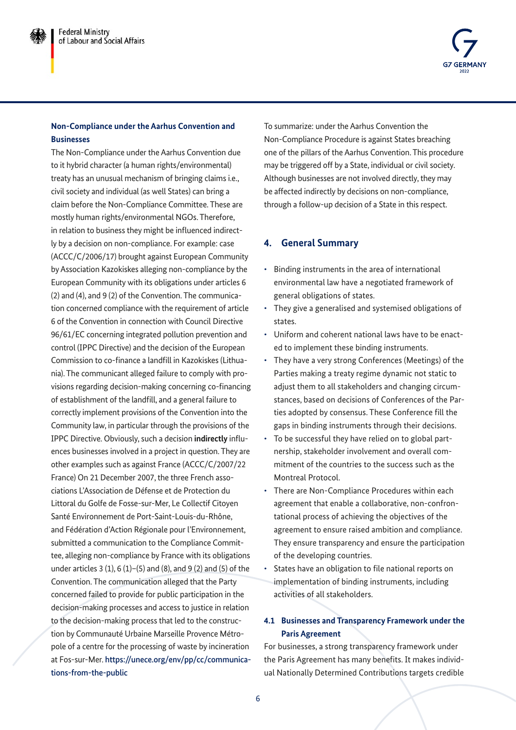#### Non-Compliance under the Aarhus Convention and Businesses

The Non-Compliance under the Aarhus Convention due to it hybrid character (a human rights/environmental) treaty has an unusual mechanism of bringing claims i.e., civil society and individual (as well States) can bring a claim before the Non-Compliance Committee. These are mostly human rights/environmental NGOs. Therefore, in relation to business they might be influenced indirectly by a decision on non-compliance. For example: case (ACCC/C/2006/17) brought against European Community by Association Kazokiskes alleging non-compliance by the European Community with its obligations under articles 6 (2) and (4), and 9 (2) of the Convention. The communication concerned compliance with the requirement of article 6 of the Convention in connection with Council Directive 96/61/EC concerning integrated pollution prevention and control (IPPC Directive) and the decision of the European Commission to co-finance a landfill in Kazokiskes (Lithuania). The communicant alleged failure to comply with provisions regarding decision-making concerning co-financing of establishment of the landfill, and a general failure to correctly implement provisions of the Convention into the Community law, in particular through the provisions of the IPPC Directive. Obviously, such a decision **indirectly** influences businesses involved in a project in question. They are other examples such as against France (ACCC/C/2007/22 France) On 21 December 2007, the three French associations L'Association de Défense et de Protection du Littoral du Golfe de Fosse-sur-Mer, Le Collectif Citoyen Santé Environnement de Port-Saint-Louis-du-Rhône, and Fédération d'Action Régionale pour l'Environnement, submitted a communication to the Compliance Committee, alleging non-compliance by France with its obligations under articles 3 (1), 6 (1)–(5) and (8), and 9 (2) and (5) of the Convention. The communication alleged that the Party concerned failed to provide for public participation in the decision-making processes and access to justice in relation to the decision-making process that led to the construction by Communauté Urbaine Marseille Provence Métropole of a centre for the processing of waste by incineration at Fos-sur-Mer. https://unece.org/env/pp/cc/communications-from-the-public

To summarize: under the Aarhus Convention the Non-Compliance Procedure is against States breaching one of the pillars of the Aarhus Convention. This procedure may be triggered off by a State, individual or civil society. Although businesses are not involved directly, they may be affected indirectly by decisions on non-compliance, through a follow-up decision of a State in this respect.

## 4. General Summary

- Binding instruments in the area of international environmental law have a negotiated framework of general obligations of states.
- They give a generalised and systemised obligations of states.
- Uniform and coherent national laws have to be enacted to implement these binding instruments.
- They have a very strong Conferences (Meetings) of the Parties making a treaty regime dynamic not static to adjust them to all stakeholders and changing circumstances, based on decisions of Conferences of the Parties adopted by consensus. These Conference fill the gaps in binding instruments through their decisions.
- To be successful they have relied on to global partnership, stakeholder involvement and overall commitment of the countries to the success such as the Montreal Protocol.
- There are Non-Compliance Procedures within each agreement that enable a collaborative, non-confrontational process of achieving the objectives of the agreement to ensure raised ambition and compliance. They ensure transparency and ensure the participation of the developing countries.
- States have an obligation to file national reports on implementation of binding instruments, including activities of all stakeholders.

### 4.1 Businesses and Transparency Framework under the Paris Agreement

For businesses, a strong transparency framework under the Paris Agreement has many benefits. It makes individual Nationally Determined Contributions targets credible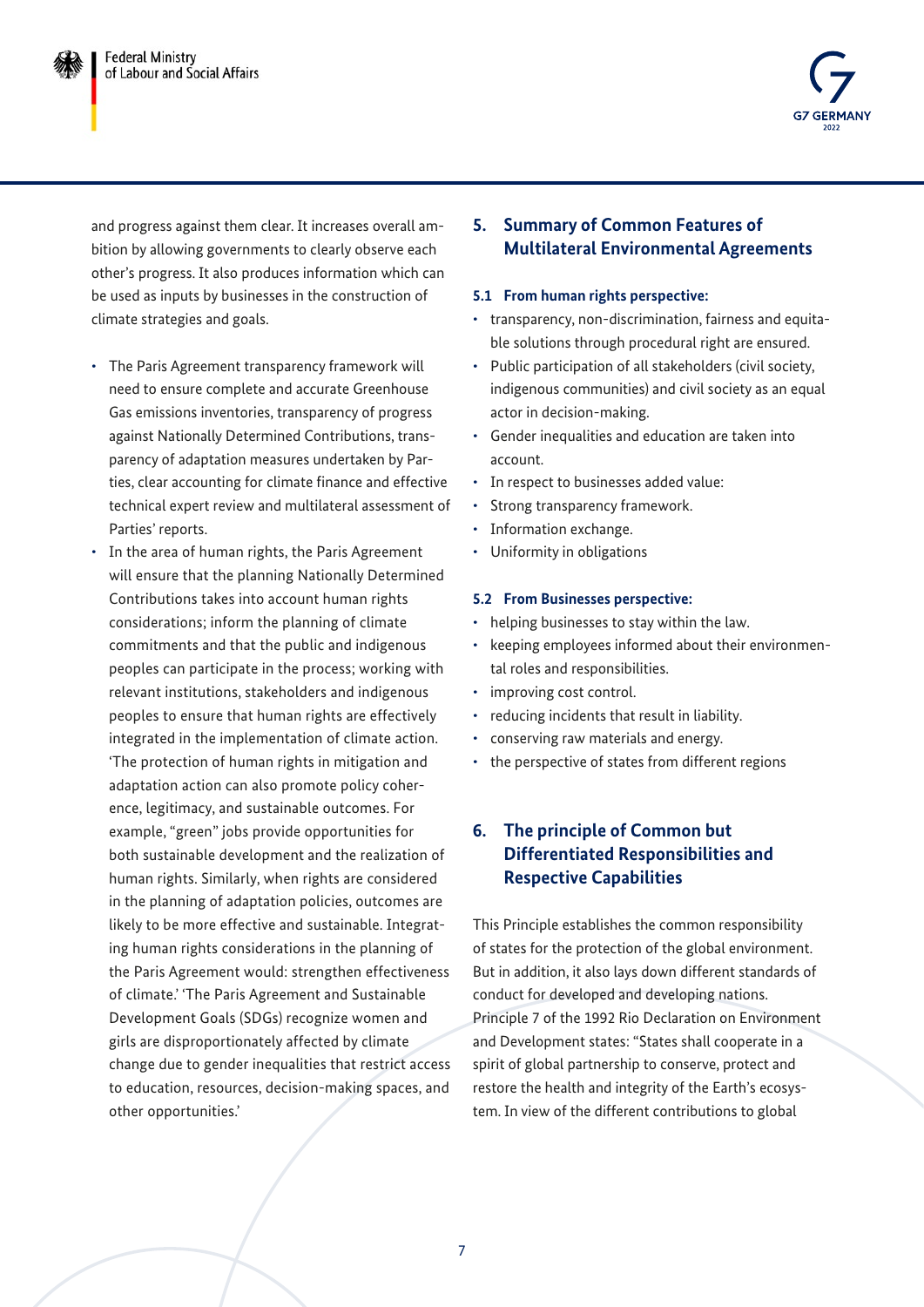and progress against them clear. It increases overall ambition by allowing governments to clearly observe each other's progress. It also produces information which can be used as inputs by businesses in the construction of climate strategies and goals.

- The Paris Agreement transparency framework will need to ensure complete and accurate Greenhouse Gas emissions inventories, transparency of progress against Nationally Determined Contributions, transparency of adaptation measures undertaken by Parties, clear accounting for climate finance and effective technical expert review and multilateral assessment of Parties' reports.
- In the area of human rights, the Paris Agreement will ensure that the planning Nationally Determined Contributions takes into account human rights considerations; inform the planning of climate commitments and that the public and indigenous peoples can participate in the process; working with relevant institutions, stakeholders and indigenous peoples to ensure that human rights are effectively integrated in the implementation of climate action. 'The protection of human rights in mitigation and adaptation action can also promote policy coherence, legitimacy, and sustainable outcomes. For example, "green" jobs provide opportunities for both sustainable development and the realization of human rights. Similarly, when rights are considered in the planning of adaptation policies, outcomes are likely to be more effective and sustainable. Integrating human rights considerations in the planning of the Paris Agreement would: strengthen effectiveness of climate.' 'The Paris Agreement and Sustainable Development Goals (SDGs) recognize women and girls are disproportionately affected by climate change due to gender inequalities that restrict access to education, resources, decision-making spaces, and other opportunities.'

## 5. Summary of Common Features of Multilateral Environmental Agreements

### 5.1 From human rights perspective:

- transparency, non-discrimination, fairness and equitable solutions through procedural right are ensured.
- Public participation of all stakeholders (civil society, indigenous communities) and civil society as an equal actor in decision-making.
- Gender inequalities and education are taken into account.
- In respect to businesses added value:
- Strong transparency framework.
- Information exchange.
- Uniformity in obligations

### 5.2 From Businesses perspective:

- helping businesses to stay within the law.
- keeping employees informed about their environmental roles and responsibilities.
- improving cost control.
- reducing incidents that result in liability.
- conserving raw materials and energy.
- the perspective of states from different regions

## 6. The principle of Common but Differentiated Responsibilities and Respective Capabilities

This Principle establishes the common responsibility of states for the protection of the global environment. But in addition, it also lays down different standards of conduct for developed and developing nations. Principle 7 of the 1992 Rio Declaration on Environment and Development states: "States shall cooperate in a spirit of global partnership to conserve, protect and restore the health and integrity of the Earth's ecosystem. In view of the different contributions to global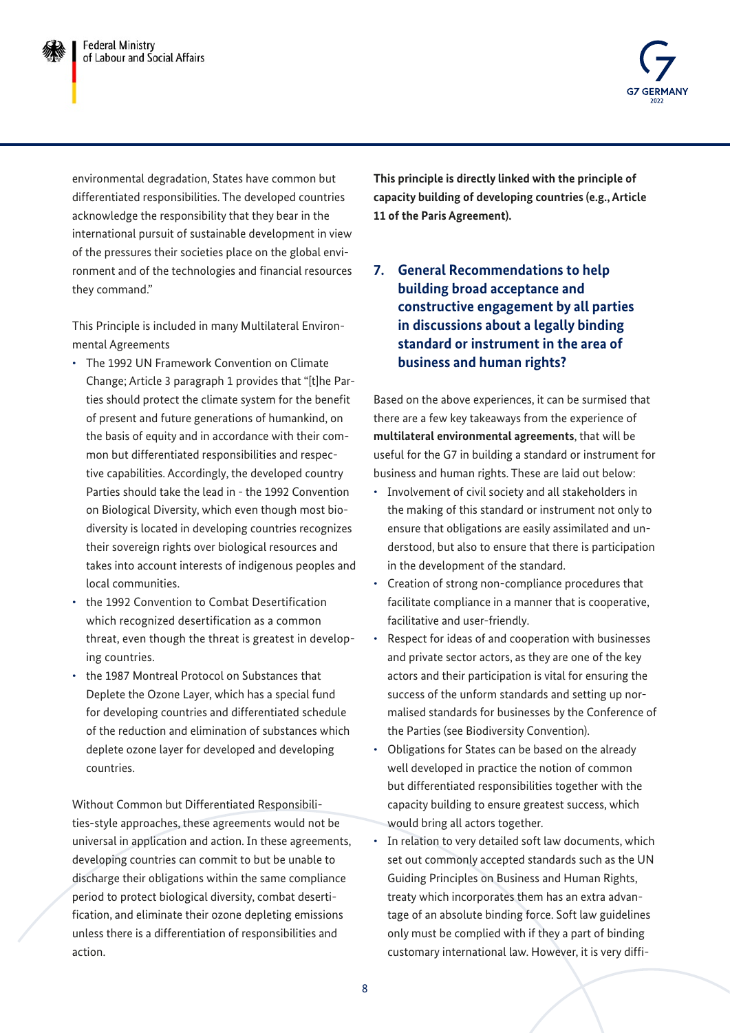environmental degradation, States have common but differentiated responsibilities. The developed countries acknowledge the responsibility that they bear in the international pursuit of sustainable development in view of the pressures their societies place on the global environment and of the technologies and financial resources they command."

This Principle is included in many Multilateral Environmental Agreements

- The 1992 UN Framework Convention on Climate Change; Article 3 paragraph 1 provides that "[t]he Parties should protect the climate system for the benefit of present and future generations of humankind, on the basis of equity and in accordance with their common but differentiated responsibilities and respective capabilities. Accordingly, the developed country Parties should take the lead in - the 1992 Convention on Biological Diversity, which even though most biodiversity is located in developing countries recognizes their sovereign rights over biological resources and takes into account interests of indigenous peoples and local communities.
- the 1992 Convention to Combat Desertification which recognized desertification as a common threat, even though the threat is greatest in developing countries.
- the 1987 Montreal Protocol on Substances that Deplete the Ozone Layer, which has a special fund for developing countries and differentiated schedule of the reduction and elimination of substances which deplete ozone layer for developed and developing countries.

Without Common but Differentiated Responsibilities-style approaches, these agreements would not be universal in application and action. In these agreements, developing countries can commit to but be unable to discharge their obligations within the same compliance period to protect biological diversity, combat desertification, and eliminate their ozone depleting emissions unless there is a differentiation of responsibilities and action.

**This principle is directly linked with the principle of capacity building of developing countries (e.g., Article 11 of the Paris Agreement).**

## 7. General Recommendations to help building broad acceptance and constructive engagement by all parties in discussions about a legally binding standard or instrument in the area of business and human rights?

Based on the above experiences, it can be surmised that there are a few key takeaways from the experience of **multilateral environmental agreements**, that will be useful for the G7 in building a standard or instrument for business and human rights. These are laid out below:

- Involvement of civil society and all stakeholders in the making of this standard or instrument not only to ensure that obligations are easily assimilated and understood, but also to ensure that there is participation in the development of the standard.
- Creation of strong non-compliance procedures that facilitate compliance in a manner that is cooperative, facilitative and user-friendly.
- Respect for ideas of and cooperation with businesses and private sector actors, as they are one of the key actors and their participation is vital for ensuring the success of the unform standards and setting up normalised standards for businesses by the Conference of the Parties (see Biodiversity Convention).
- Obligations for States can be based on the already well developed in practice the notion of common but differentiated responsibilities together with the capacity building to ensure greatest success, which would bring all actors together.
- In relation to very detailed soft law documents, which set out commonly accepted standards such as the UN Guiding Principles on Business and Human Rights, treaty which incorporates them has an extra advantage of an absolute binding force. Soft law guidelines only must be complied with if they a part of binding customary international law. However, it is very diffi-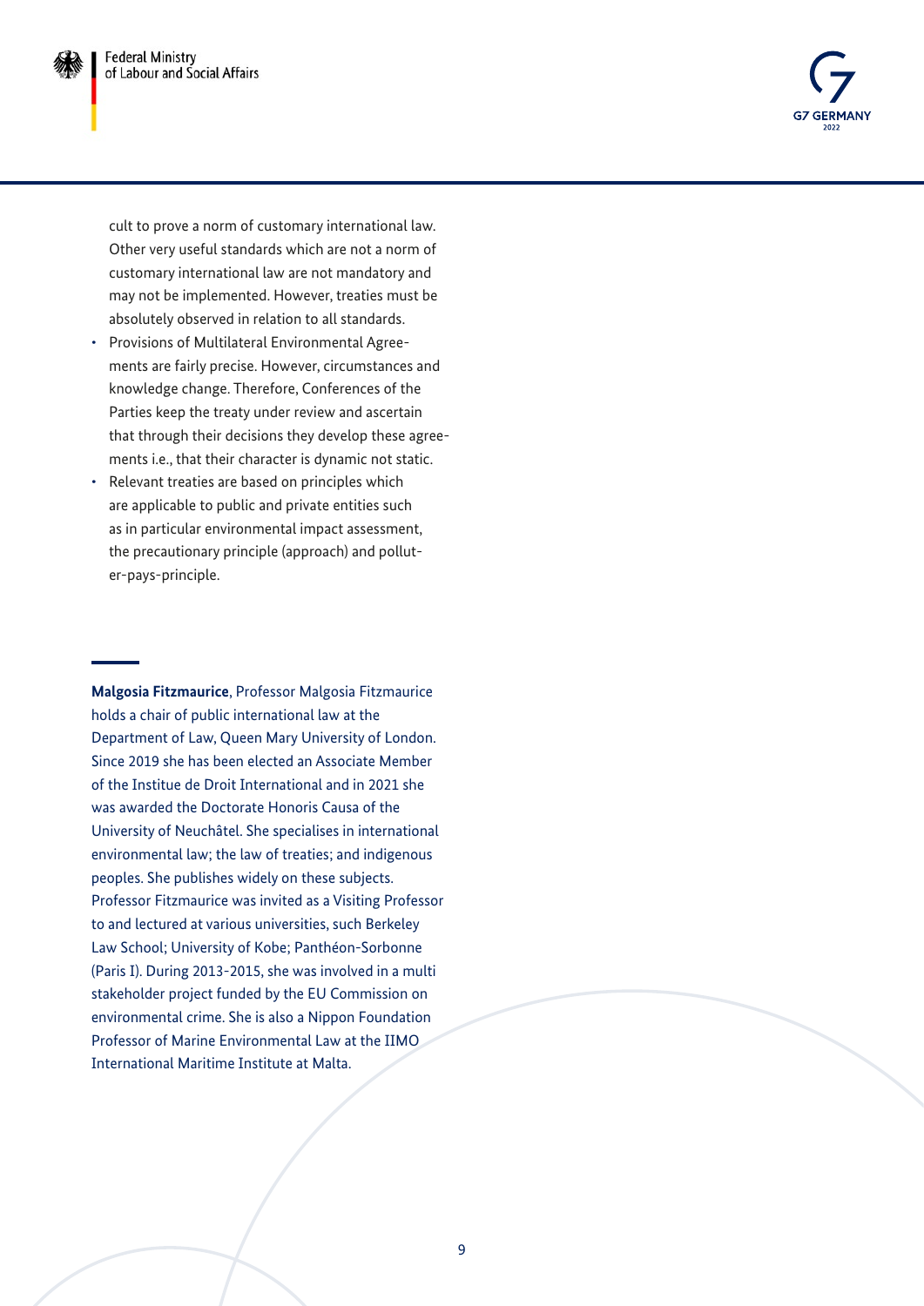cult to prove a norm of customary international law. Other very useful standards which are not a norm of customary international law are not mandatory and may not be implemented. However, treaties must be absolutely observed in relation to all standards.

- Provisions of Multilateral Environmental Agreements are fairly precise. However, circumstances and knowledge change. Therefore, Conferences of the Parties keep the treaty under review and ascertain that through their decisions they develop these agreements i.e., that their character is dynamic not static.
- Relevant treaties are based on principles which are applicable to public and private entities such as in particular environmental impact assessment, the precautionary principle (approach) and polluter-pays-principle.

---

**Malgosia Fitzmaurice**, Professor Malgosia Fitzmaurice holds a chair of public international law at the Department of Law, Queen Mary University of London. Since 2019 she has been elected an Associate Member of the Institue de Droit International and in 2021 she was awarded the Doctorate Honoris Causa of the University of Neuchâtel. She specialises in international environmental law; the law of treaties; and indigenous peoples. She publishes widely on these subjects. Professor Fitzmaurice was invited as a Visiting Professor to and lectured at various universities, such Berkeley Law School; University of Kobe; Panthéon-Sorbonne (Paris I). During 2013-2015, she was involved in a multi stakeholder project funded by the EU Commission on environmental crime. She is also a Nippon Foundation Professor of Marine Environmental Law at the IIMO International Maritime Institute at Malta.